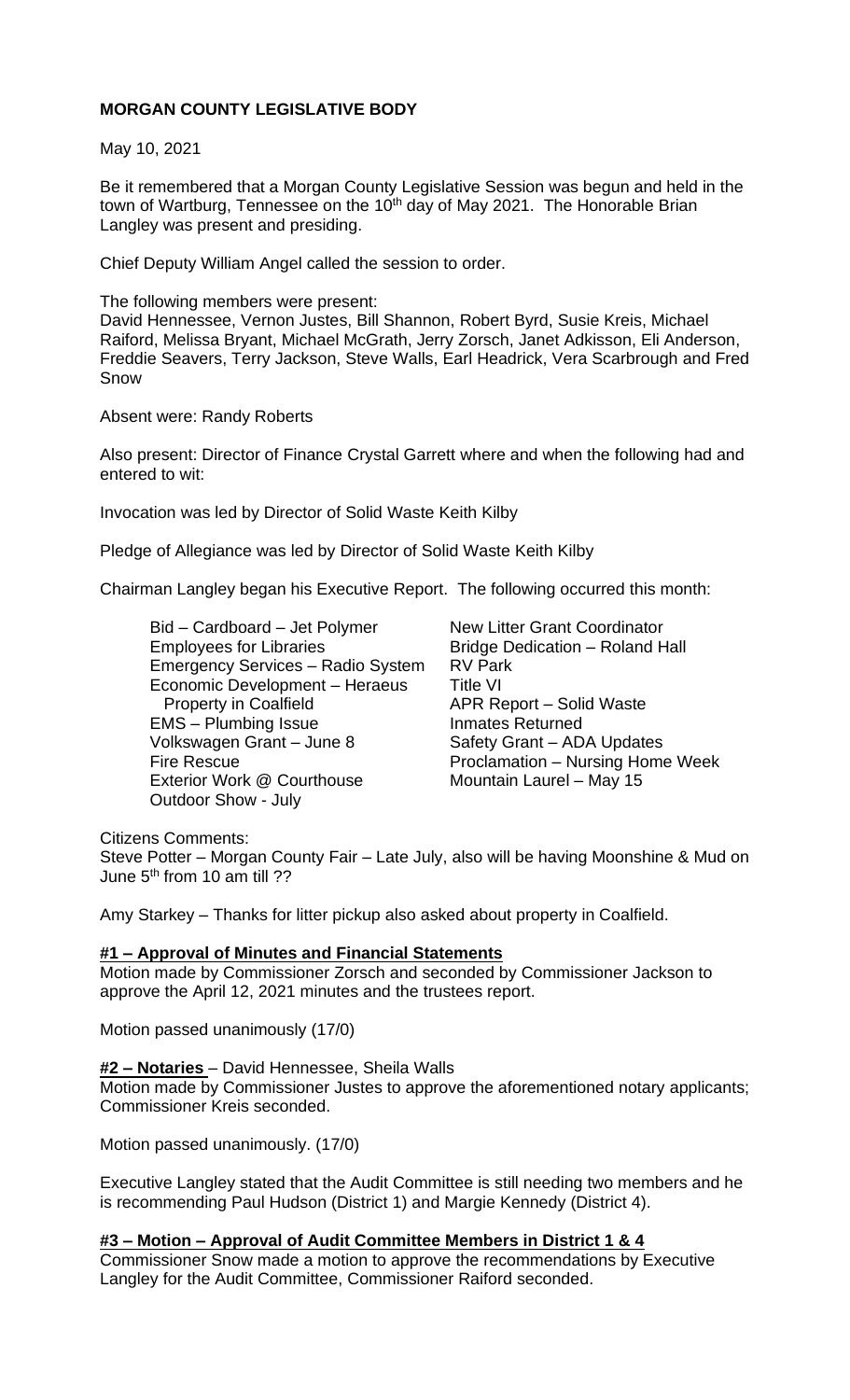**MORGAN COUNTY LEGISLATIVE BODY**

May 10, 2021

Be it remembered that a Morgan County Legislative Session was begun and held in the town of Wartburg, Tennessee on the 10th day of May 2021. The Honorable Brian Langley was present and presiding.

Chief Deputy William Angel called the session to order.

The following members were present:
David Hennessee, Vernon Justes, Bill Shannon, Robert Byrd, Susie Kreis, Michael Raiford, Melissa Bryant, Michael McGrath, Jerry Zorsch, Janet Adkisson, Eli Anderson, Freddie Seavers, Terry Jackson, Steve Walls, Earl Headrick, Vera Scarbrough and Fred Snow

Absent were: Randy Roberts

Also present: Director of Finance Crystal Garrett where and when the following had and entered to wit:

Invocation was led by Director of Solid Waste Keith Kilby

Pledge of Allegiance was led by Director of Solid Waste Keith Kilby

Chairman Langley began his Executive Report. The following occurred this month:

- Bid – Cardboard – Jet Polymer
- Employees for Libraries
- Emergency Services – Radio System
- Economic Development – Heraeus Property in Coalfield
- EMS – Plumbing Issue
- Volkswagen Grant – June 8
- Fire Rescue
- Exterior Work @ Courthouse
- Outdoor Show - July
- New Litter Grant Coordinator
- Bridge Dedication – Roland Hall
- RV Park
- Title VI
- APR Report – Solid Waste
- Inmates Returned
- Safety Grant – ADA Updates
- Proclamation – Nursing Home Week
- Mountain Laurel – May 15

Citizens Comments:
Steve Potter – Morgan County Fair – Late July, also will be having Moonshine & Mud on June 5th from 10 am till ??

Amy Starkey – Thanks for litter pickup also asked about property in Coalfield.

**#1 – Approval of Minutes and Financial Statements**
Motion made by Commissioner Zorsch and seconded by Commissioner Jackson to approve the April 12, 2021 minutes and the trustees report.

Motion passed unanimously (17/0)

**#2 – Notaries** – David Hennessee, Sheila Walls
Motion made by Commissioner Justes to approve the aforementioned notary applicants; Commissioner Kreis seconded.

Motion passed unanimously. (17/0)

Executive Langley stated that the Audit Committee is still needing two members and he is recommending Paul Hudson (District 1) and Margie Kennedy (District 4).

**#3 – Motion – Approval of Audit Committee Members in District 1 & 4**
Commissioner Snow made a motion to approve the recommendations by Executive Langley for the Audit Committee, Commissioner Raiford seconded.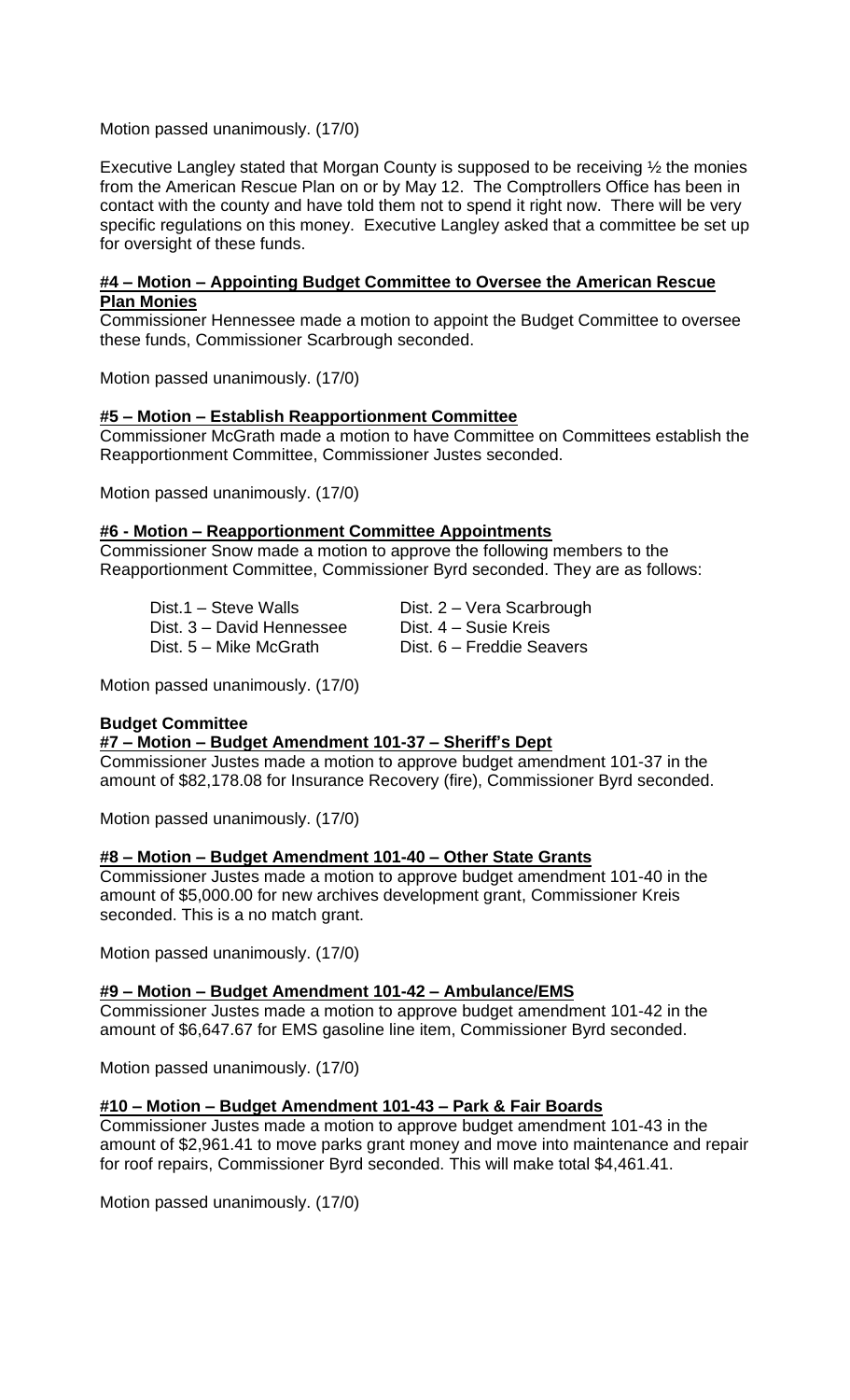Motion passed unanimously. (17/0)

Executive Langley stated that Morgan County is supposed to be receiving ½ the monies from the American Rescue Plan on or by May 12. The Comptrollers Office has been in contact with the county and have told them not to spend it right now. There will be very specific regulations on this money. Executive Langley asked that a committee be set up for oversight of these funds.

**#4 – Motion – Appointing Budget Committee to Oversee the American Rescue Plan Monies**

Commissioner Hennessee made a motion to appoint the Budget Committee to oversee these funds, Commissioner Scarbrough seconded.

Motion passed unanimously. (17/0)

**#5 – Motion – Establish Reapportionment Committee**

Commissioner McGrath made a motion to have Committee on Committees establish the Reapportionment Committee, Commissioner Justes seconded.

Motion passed unanimously. (17/0)

**#6 - Motion – Reapportionment Committee Appointments**

Commissioner Snow made a motion to approve the following members to the Reapportionment Committee, Commissioner Byrd seconded. They are as follows:

| | |
|---|---|
| Dist.1 – Steve Walls | Dist. 2 – Vera Scarbrough |
| Dist. 3 – David Hennessee | Dist. 4 – Susie Kreis |
| Dist. 5 – Mike McGrath | Dist. 6 – Freddie Seavers |

Motion passed unanimously. (17/0)

**Budget Committee**

**#7 – Motion – Budget Amendment 101-37 – Sheriff's Dept**

Commissioner Justes made a motion to approve budget amendment 101-37 in the amount of $82,178.08 for Insurance Recovery (fire), Commissioner Byrd seconded.

Motion passed unanimously. (17/0)

**#8 – Motion – Budget Amendment 101-40 – Other State Grants**

Commissioner Justes made a motion to approve budget amendment 101-40 in the amount of $5,000.00 for new archives development grant, Commissioner Kreis seconded. This is a no match grant.

Motion passed unanimously. (17/0)

**#9 – Motion – Budget Amendment 101-42 – Ambulance/EMS**

Commissioner Justes made a motion to approve budget amendment 101-42 in the amount of $6,647.67 for EMS gasoline line item, Commissioner Byrd seconded.

Motion passed unanimously. (17/0)

**#10 – Motion – Budget Amendment 101-43 – Park & Fair Boards**

Commissioner Justes made a motion to approve budget amendment 101-43 in the amount of $2,961.41 to move parks grant money and move into maintenance and repair for roof repairs, Commissioner Byrd seconded. This will make total $4,461.41.

Motion passed unanimously. (17/0)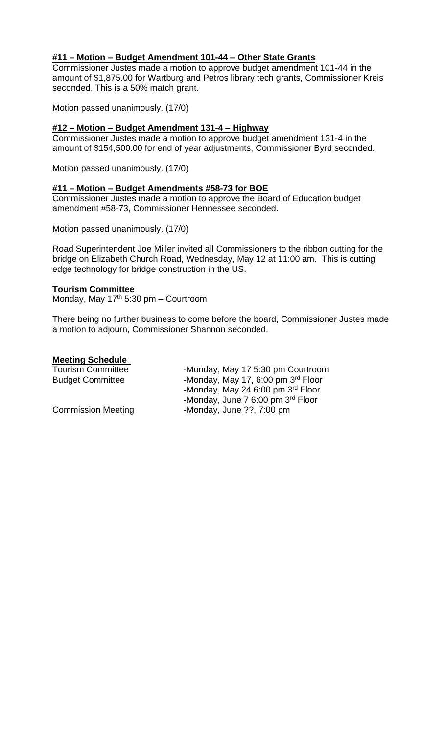**#11 – Motion – Budget Amendment 101-44 – Other State Grants**
Commissioner Justes made a motion to approve budget amendment 101-44 in the amount of $1,875.00 for Wartburg and Petros library tech grants, Commissioner Kreis seconded. This is a 50% match grant.

Motion passed unanimously. (17/0)

**#12 – Motion – Budget Amendment 131-4 – Highway**
Commissioner Justes made a motion to approve budget amendment 131-4 in the amount of $154,500.00 for end of year adjustments, Commissioner Byrd seconded.

Motion passed unanimously. (17/0)

**#11 – Motion – Budget Amendments #58-73 for BOE**
Commissioner Justes made a motion to approve the Board of Education budget amendment #58-73, Commissioner Hennessee seconded.

Motion passed unanimously. (17/0)

Road Superintendent Joe Miller invited all Commissioners to the ribbon cutting for the bridge on Elizabeth Church Road, Wednesday, May 12 at 11:00 am. This is cutting edge technology for bridge construction in the US.

**Tourism Committee**
Monday, May 17th 5:30 pm – Courtroom

There being no further business to come before the board, Commissioner Justes made a motion to adjourn, Commissioner Shannon seconded.

**Meeting Schedule**

| | |
|---|---|
| Tourism Committee | -Monday, May 17 5:30 pm Courtroom |
| Budget Committee | -Monday, May 17, 6:00 pm 3rd Floor |
| | -Monday, May 24 6:00 pm 3rd Floor |
| | -Monday, June 7 6:00 pm 3rd Floor |
| Commission Meeting | -Monday, June ??, 7:00 pm |